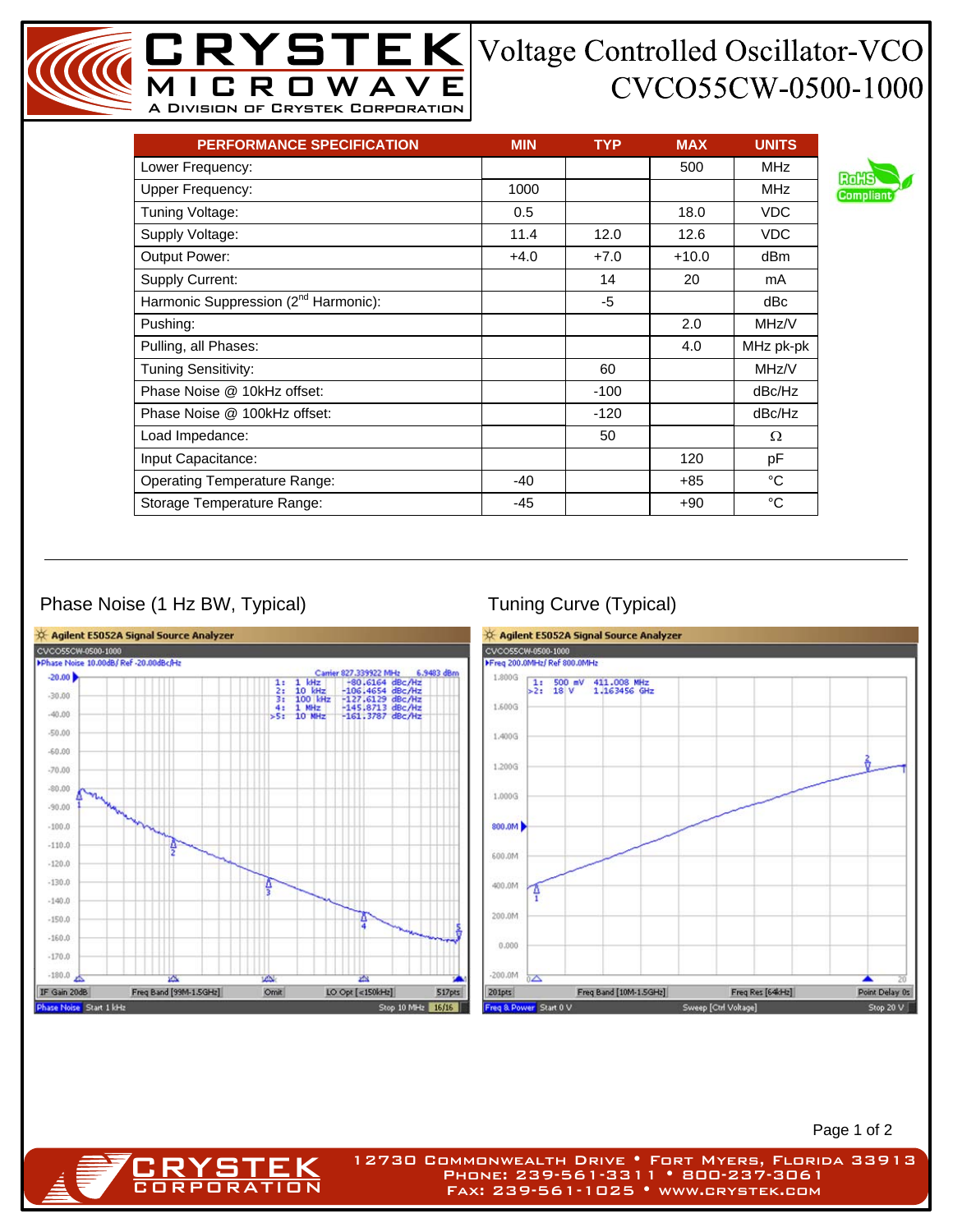# CRYSTEK MICROWAVE

A Division of Crystek Corporation

# Voltage Controlled Oscillator-VCO

## CVCO55CW-0500-1000

RoHS Compliant

| PERFORMANCE SPECIFICATION | MIN | TYP | MAX | UNITS |
|---|---|---|---|---|
| Lower Frequency: | | | 500 | MHz |
| Upper Frequency: | 1000 | | | MHz |
| Tuning Voltage: | 0.5 | | 18.0 | VDC |
| Supply Voltage: | 11.4 | 12.0 | 12.6 | VDC |
| Output Power: | +4.0 | +7.0 | +10.0 | dBm |
| Supply Current: | | 14 | 20 | mA |
| Harmonic Suppression (2nd Harmonic): | | -5 | | dBc |
| Pushing: | | | 2.0 | MHz/V |
| Pulling, all Phases: | | | 4.0 | MHz pk-pk |
| Tuning Sensitivity: | | 60 | | MHz/V |
| Phase Noise @ 10kHz offset: | | -100 | | dBc/Hz |
| Phase Noise @ 100kHz offset: | | -120 | | dBc/Hz |
| Load Impedance: | | 50 | | Ω |
| Input Capacitance: | | | 120 | pF |
| Operating Temperature Range: | -40 | | +85 | °C |
| Storage Temperature Range: | -45 | | +90 | °C |

---

### Phase Noise (1 Hz BW, Typical)

Agilent E5052A Signal Source Analyzer
CVCO55CW-0500-1000
Phase Noise 10.00dB/ Ref -20.00dBc/Hz
Carrier 827.339922 MHz 6.9483 dBm
1: 1 kHz -80.6164 dBc/Hz
2: 10 kHz -106.4654 dBc/Hz
3: 100 kHz -127.6129 dBc/Hz
4: 1 MHz -145.8713 dBc/Hz
>5: 10 MHz -161.3787 dBc/Hz
IF Gain 20dB Freq Band [99M-1.5GHz] Omit LO Opt [<150kHz] 517pts
Phase Noise Start 1 kHz Stop 10 MHz 16/16

### Tuning Curve (Typical)

Agilent E5052A Signal Source Analyzer
CVCO55CW-0500-1000
Freq 200.0MHz/ Ref 800.0MHz
1: 500 mV 411.008 MHz
>2: 18 V 1.163456 GHz
201pts Freq Band [10M-1.5GHz] Freq Res [64kHz] Point Delay 0s
Freq & Power Start 0 V Sweep [Ctrl Voltage] Stop 20 V

---

CRYSTEK CORPORATION

12730 Commonwealth Drive • Fort Myers, Florida 33913
Phone: 239-561-3311 • 800-237-3061
Fax: 239-561-1025 • www.crystek.com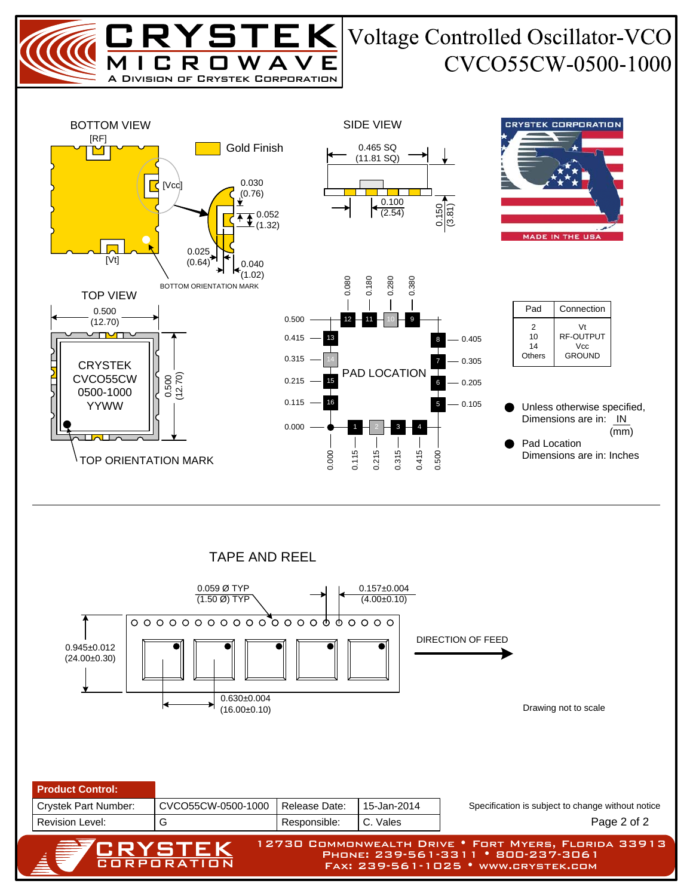# Voltage Controlled Oscillator-VCO
## CVCO55CW-0500-1000

CRYSTEK MICROWAVE
A Division of Crystek Corporation

### BOTTOM VIEW

[RF]

[Vcc]

[Vt]

Gold Finish

0.030 (0.76)

0.052 (1.32)

0.025 (0.64)

0.040 (1.02)

BOTTOM ORIENTATION MARK

### SIDE VIEW

0.465 SQ (11.81 SQ)

0.100 (2.54)

0.150 (3.81)

CRYSTEK CORPORATION
MADE IN THE USA

### TOP VIEW

0.500 (12.70)

CRYSTEK
CVCO55CW
0500-1000
YYWW

0.500 (12.70)

TOP ORIENTATION MARK

### PAD LOCATION

0.080, 0.180, 0.280, 0.380

0.500: 12, 11, 10, 9

0.415: 13

0.315: 14

0.215: 15

0.115: 16

0.000: 1, 2, 3, 4

8: 0.405

7: 0.305

6: 0.205

5: 0.105

0.000, 0.115, 0.215, 0.315, 0.415, 0.500

| Pad | Connection |
|---|---|
| 2 | Vt |
| 10 | RF-OUTPUT |
| 14 | Vcc |
| Others | GROUND |

- Unless otherwise specified, Dimensions are in: IN (mm)
- Pad Location Dimensions are in: Inches

### TAPE AND REEL

0.059 Ø TYP (1.50 Ø) TYP

0.157±0.004 (4.00±0.10)

0.945±0.012 (24.00±0.30)

0.630±0.004 (16.00±0.10)

DIRECTION OF FEED

Drawing not to scale

| Product Control: | | | |
|---|---|---|---|
| Crystek Part Number: | CVCO55CW-0500-1000 | Release Date: | 15-Jan-2014 |
| Revision Level: | G | Responsible: | C. Vales |

Specification is subject to change without notice

CRYSTEK CORPORATION
12730 Commonwealth Drive • Fort Myers, Florida 33913
Phone: 239-561-3311 • 800-237-3061
Fax: 239-561-1025 • www.crystek.com